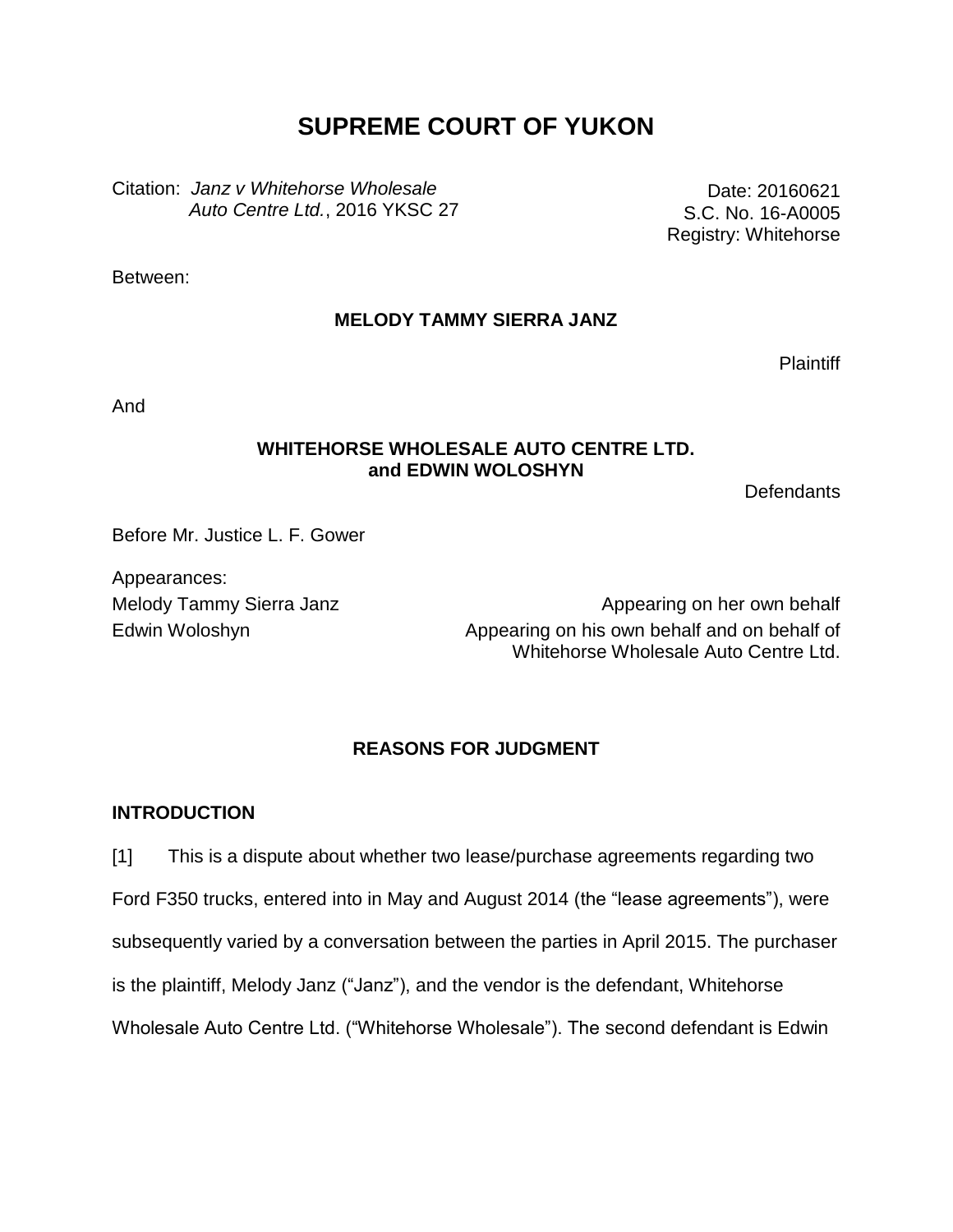# SUPREME COURT OF YUKON

Citation: *Janz v Whitehorse Wholesale Auto Centre Ltd.*, 2016 YKSC 27

Date: 20160621
S.C. No. 16-A0005
Registry: Whitehorse

Between:

**MELODY TAMMY SIERRA JANZ**

Plaintiff

And

**WHITEHORSE WHOLESALE AUTO CENTRE LTD. and EDWIN WOLOSHYN**

Defendants

Before Mr. Justice L. F. Gower

Appearances:

| | |
|---|---|
| Melody Tammy Sierra Janz | Appearing on her own behalf |
| Edwin Woloshyn | Appearing on his own behalf and on behalf of Whitehorse Wholesale Auto Centre Ltd. |

## REASONS FOR JUDGMENT

### INTRODUCTION

[1] This is a dispute about whether two lease/purchase agreements regarding two Ford F350 trucks, entered into in May and August 2014 (the "lease agreements"), were subsequently varied by a conversation between the parties in April 2015. The purchaser is the plaintiff, Melody Janz ("Janz"), and the vendor is the defendant, Whitehorse Wholesale Auto Centre Ltd. ("Whitehorse Wholesale"). The second defendant is Edwin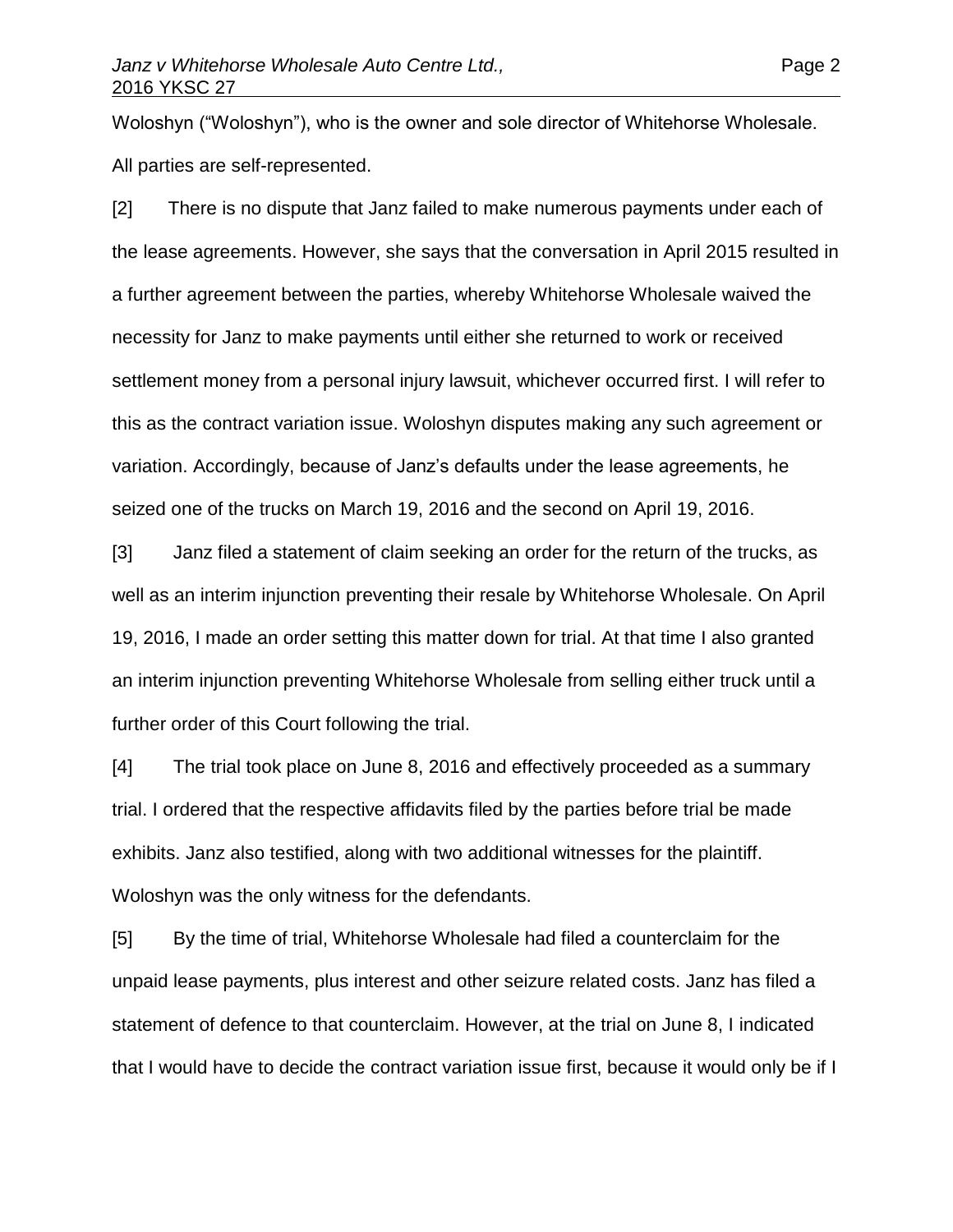Woloshyn ("Woloshyn"), who is the owner and sole director of Whitehorse Wholesale. All parties are self-represented.

[2] There is no dispute that Janz failed to make numerous payments under each of the lease agreements. However, she says that the conversation in April 2015 resulted in a further agreement between the parties, whereby Whitehorse Wholesale waived the necessity for Janz to make payments until either she returned to work or received settlement money from a personal injury lawsuit, whichever occurred first. I will refer to this as the contract variation issue. Woloshyn disputes making any such agreement or variation. Accordingly, because of Janz's defaults under the lease agreements, he seized one of the trucks on March 19, 2016 and the second on April 19, 2016.

[3] Janz filed a statement of claim seeking an order for the return of the trucks, as well as an interim injunction preventing their resale by Whitehorse Wholesale. On April 19, 2016, I made an order setting this matter down for trial. At that time I also granted an interim injunction preventing Whitehorse Wholesale from selling either truck until a further order of this Court following the trial.

[4] The trial took place on June 8, 2016 and effectively proceeded as a summary trial. I ordered that the respective affidavits filed by the parties before trial be made exhibits. Janz also testified, along with two additional witnesses for the plaintiff. Woloshyn was the only witness for the defendants.

[5] By the time of trial, Whitehorse Wholesale had filed a counterclaim for the unpaid lease payments, plus interest and other seizure related costs. Janz has filed a statement of defence to that counterclaim. However, at the trial on June 8, I indicated that I would have to decide the contract variation issue first, because it would only be if I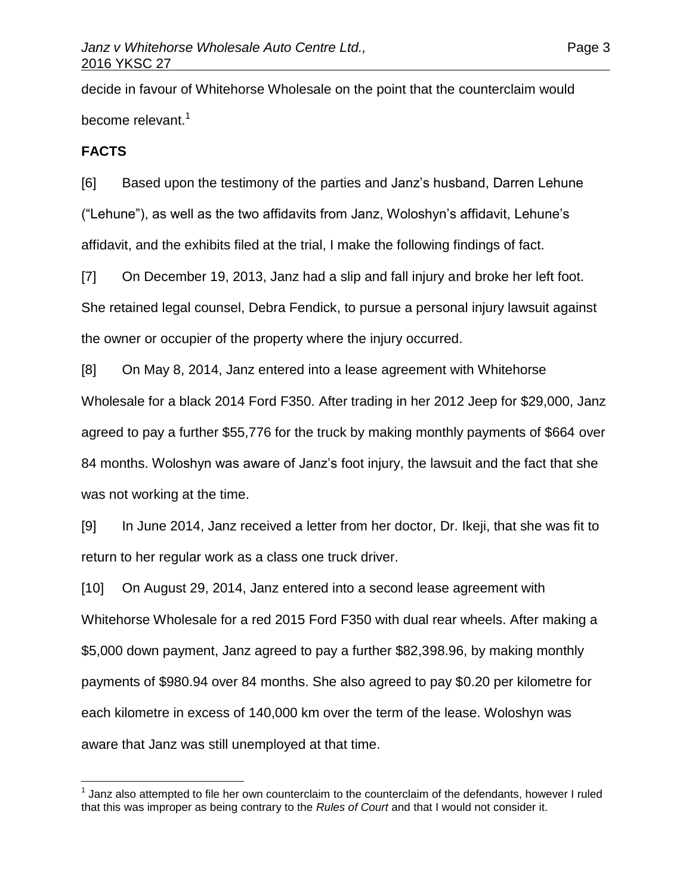decide in favour of Whitehorse Wholesale on the point that the counterclaim would become relevant.[1]

## FACTS

[6] Based upon the testimony of the parties and Janz's husband, Darren Lehune ("Lehune"), as well as the two affidavits from Janz, Woloshyn's affidavit, Lehune's affidavit, and the exhibits filed at the trial, I make the following findings of fact.

[7] On December 19, 2013, Janz had a slip and fall injury and broke her left foot. She retained legal counsel, Debra Fendick, to pursue a personal injury lawsuit against the owner or occupier of the property where the injury occurred.

[8] On May 8, 2014, Janz entered into a lease agreement with Whitehorse Wholesale for a black 2014 Ford F350. After trading in her 2012 Jeep for $29,000, Janz agreed to pay a further $55,776 for the truck by making monthly payments of $664 over 84 months. Woloshyn was aware of Janz's foot injury, the lawsuit and the fact that she was not working at the time.

[9] In June 2014, Janz received a letter from her doctor, Dr. Ikeji, that she was fit to return to her regular work as a class one truck driver.

[10] On August 29, 2014, Janz entered into a second lease agreement with Whitehorse Wholesale for a red 2015 Ford F350 with dual rear wheels. After making a $5,000 down payment, Janz agreed to pay a further $82,398.96, by making monthly payments of $980.94 over 84 months. She also agreed to pay $0.20 per kilometre for each kilometre in excess of 140,000 km over the term of the lease. Woloshyn was aware that Janz was still unemployed at that time.

---

[1] Janz also attempted to file her own counterclaim to the counterclaim of the defendants, however I ruled that this was improper as being contrary to the *Rules of Court* and that I would not consider it.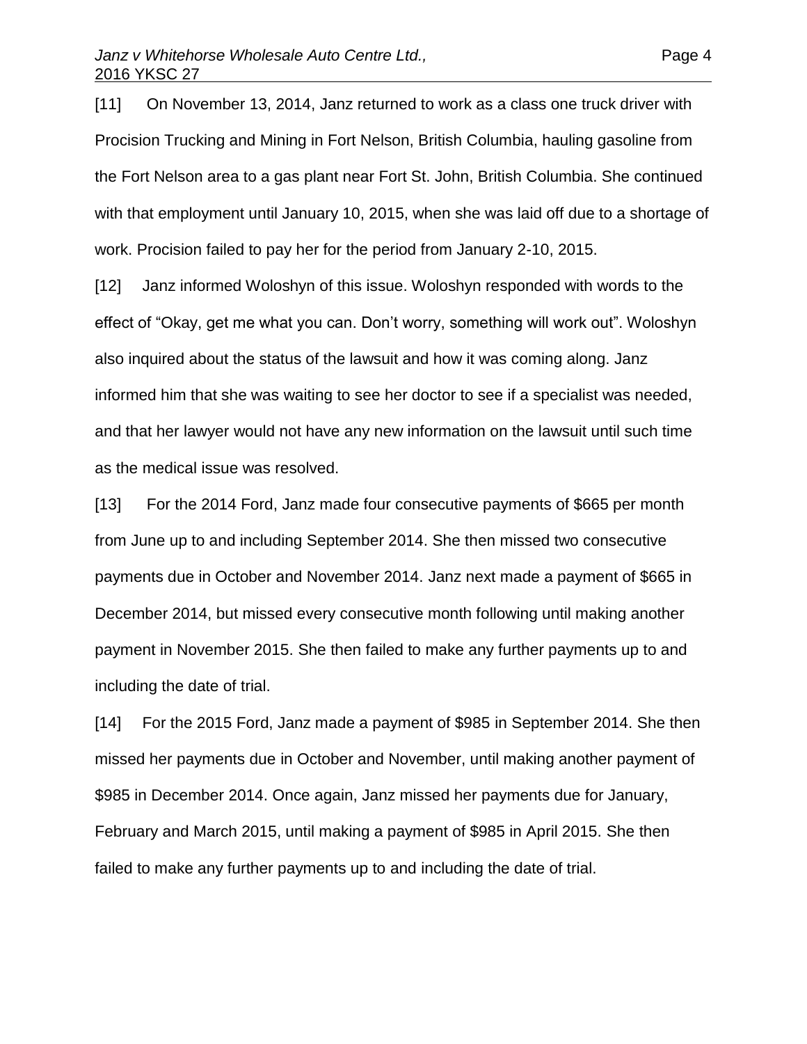[11] On November 13, 2014, Janz returned to work as a class one truck driver with Procision Trucking and Mining in Fort Nelson, British Columbia, hauling gasoline from the Fort Nelson area to a gas plant near Fort St. John, British Columbia. She continued with that employment until January 10, 2015, when she was laid off due to a shortage of work. Procision failed to pay her for the period from January 2-10, 2015.

[12] Janz informed Woloshyn of this issue. Woloshyn responded with words to the effect of "Okay, get me what you can. Don't worry, something will work out". Woloshyn also inquired about the status of the lawsuit and how it was coming along. Janz informed him that she was waiting to see her doctor to see if a specialist was needed, and that her lawyer would not have any new information on the lawsuit until such time as the medical issue was resolved.

[13] For the 2014 Ford, Janz made four consecutive payments of $665 per month from June up to and including September 2014. She then missed two consecutive payments due in October and November 2014. Janz next made a payment of $665 in December 2014, but missed every consecutive month following until making another payment in November 2015. She then failed to make any further payments up to and including the date of trial.

[14] For the 2015 Ford, Janz made a payment of $985 in September 2014. She then missed her payments due in October and November, until making another payment of $985 in December 2014. Once again, Janz missed her payments due for January, February and March 2015, until making a payment of $985 in April 2015. She then failed to make any further payments up to and including the date of trial.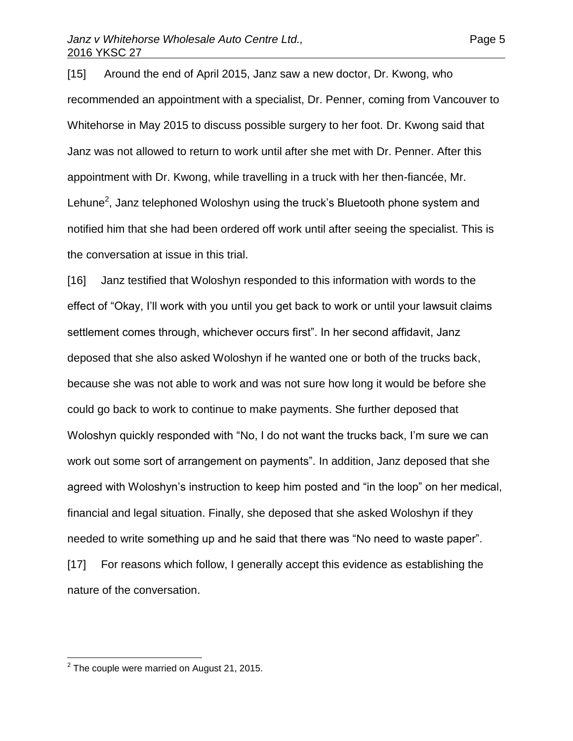[15] Around the end of April 2015, Janz saw a new doctor, Dr. Kwong, who recommended an appointment with a specialist, Dr. Penner, coming from Vancouver to Whitehorse in May 2015 to discuss possible surgery to her foot. Dr. Kwong said that Janz was not allowed to return to work until after she met with Dr. Penner. After this appointment with Dr. Kwong, while travelling in a truck with her then-fiancée, Mr. Lehune[2], Janz telephoned Woloshyn using the truck's Bluetooth phone system and notified him that she had been ordered off work until after seeing the specialist. This is the conversation at issue in this trial.

[16] Janz testified that Woloshyn responded to this information with words to the effect of "Okay, I'll work with you until you get back to work or until your lawsuit claims settlement comes through, whichever occurs first". In her second affidavit, Janz deposed that she also asked Woloshyn if he wanted one or both of the trucks back, because she was not able to work and was not sure how long it would be before she could go back to work to continue to make payments. She further deposed that Woloshyn quickly responded with "No, I do not want the trucks back, I'm sure we can work out some sort of arrangement on payments". In addition, Janz deposed that she agreed with Woloshyn's instruction to keep him posted and "in the loop" on her medical, financial and legal situation. Finally, she deposed that she asked Woloshyn if they needed to write something up and he said that there was "No need to waste paper".

[17] For reasons which follow, I generally accept this evidence as establishing the nature of the conversation.

[2] The couple were married on August 21, 2015.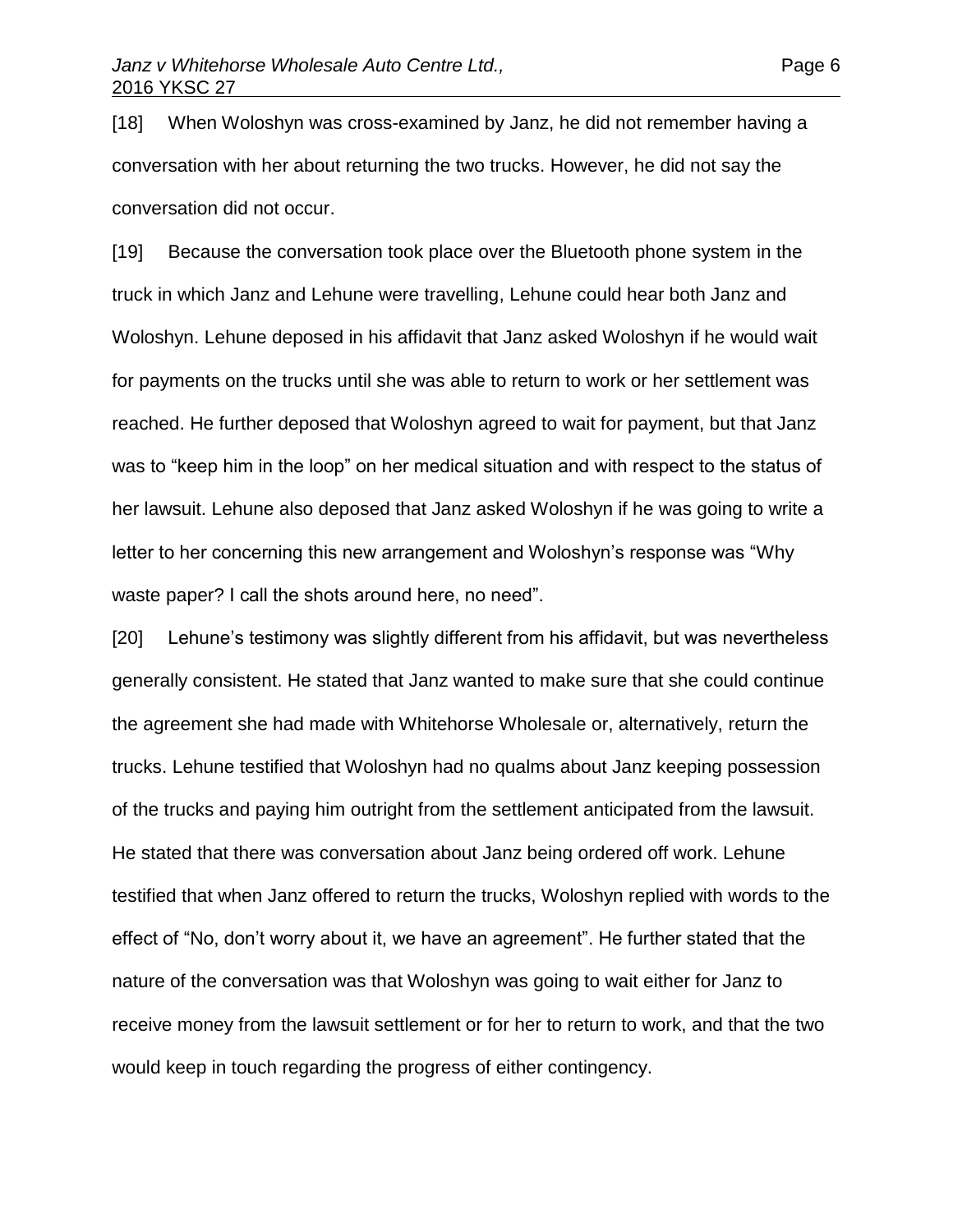[18] When Woloshyn was cross-examined by Janz, he did not remember having a conversation with her about returning the two trucks. However, he did not say the conversation did not occur.

[19] Because the conversation took place over the Bluetooth phone system in the truck in which Janz and Lehune were travelling, Lehune could hear both Janz and Woloshyn. Lehune deposed in his affidavit that Janz asked Woloshyn if he would wait for payments on the trucks until she was able to return to work or her settlement was reached. He further deposed that Woloshyn agreed to wait for payment, but that Janz was to "keep him in the loop" on her medical situation and with respect to the status of her lawsuit. Lehune also deposed that Janz asked Woloshyn if he was going to write a letter to her concerning this new arrangement and Woloshyn's response was "Why waste paper? I call the shots around here, no need".

[20] Lehune's testimony was slightly different from his affidavit, but was nevertheless generally consistent. He stated that Janz wanted to make sure that she could continue the agreement she had made with Whitehorse Wholesale or, alternatively, return the trucks. Lehune testified that Woloshyn had no qualms about Janz keeping possession of the trucks and paying him outright from the settlement anticipated from the lawsuit. He stated that there was conversation about Janz being ordered off work. Lehune testified that when Janz offered to return the trucks, Woloshyn replied with words to the effect of "No, don't worry about it, we have an agreement". He further stated that the nature of the conversation was that Woloshyn was going to wait either for Janz to receive money from the lawsuit settlement or for her to return to work, and that the two would keep in touch regarding the progress of either contingency.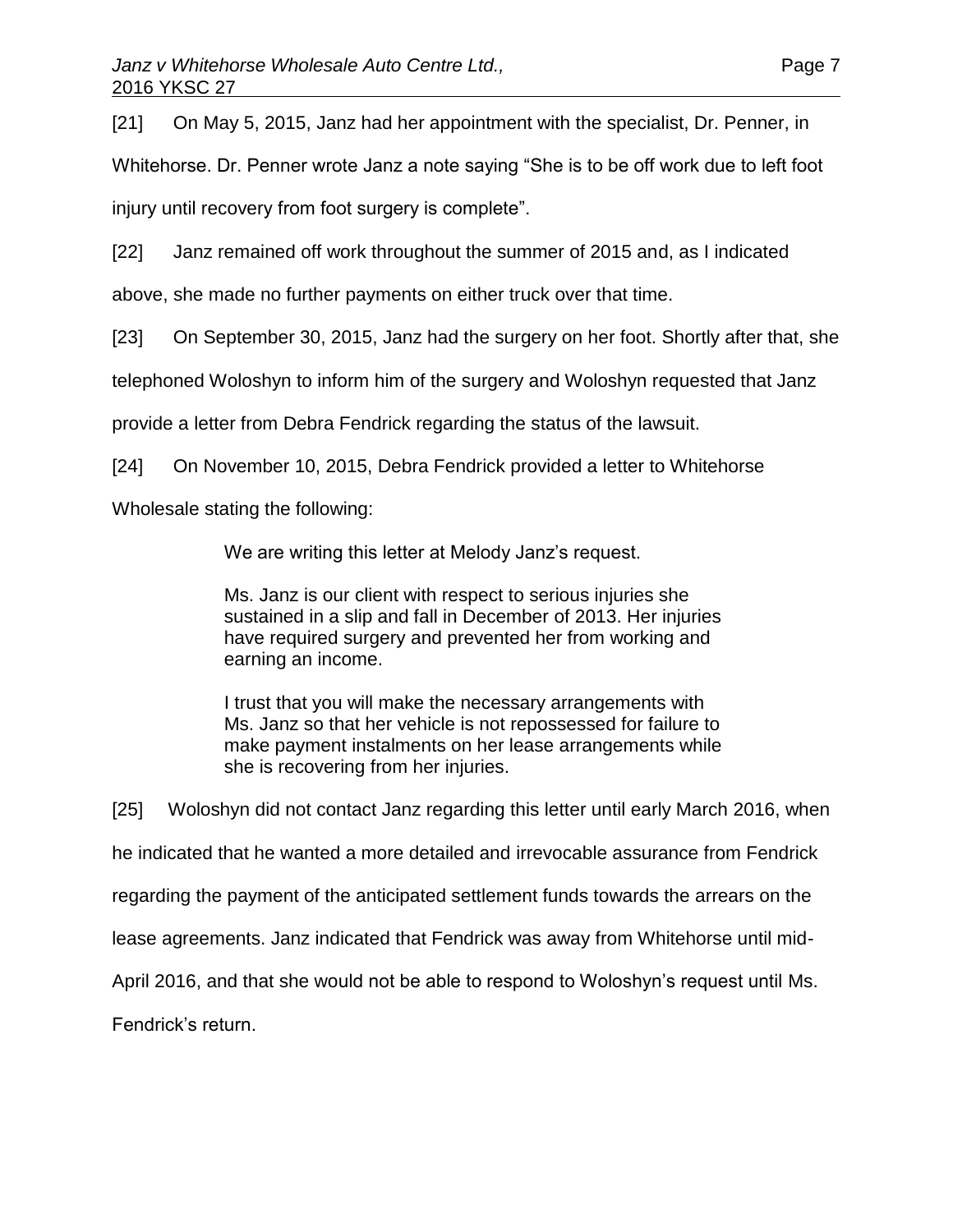[21] On May 5, 2015, Janz had her appointment with the specialist, Dr. Penner, in Whitehorse. Dr. Penner wrote Janz a note saying "She is to be off work due to left foot injury until recovery from foot surgery is complete".

[22] Janz remained off work throughout the summer of 2015 and, as I indicated above, she made no further payments on either truck over that time.

[23] On September 30, 2015, Janz had the surgery on her foot. Shortly after that, she telephoned Woloshyn to inform him of the surgery and Woloshyn requested that Janz provide a letter from Debra Fendrick regarding the status of the lawsuit.

[24] On November 10, 2015, Debra Fendrick provided a letter to Whitehorse Wholesale stating the following:

> We are writing this letter at Melody Janz's request.
>
> Ms. Janz is our client with respect to serious injuries she sustained in a slip and fall in December of 2013. Her injuries have required surgery and prevented her from working and earning an income.
>
> I trust that you will make the necessary arrangements with Ms. Janz so that her vehicle is not repossessed for failure to make payment instalments on her lease arrangements while she is recovering from her injuries.

[25] Woloshyn did not contact Janz regarding this letter until early March 2016, when he indicated that he wanted a more detailed and irrevocable assurance from Fendrick regarding the payment of the anticipated settlement funds towards the arrears on the lease agreements. Janz indicated that Fendrick was away from Whitehorse until mid-April 2016, and that she would not be able to respond to Woloshyn's request until Ms. Fendrick's return.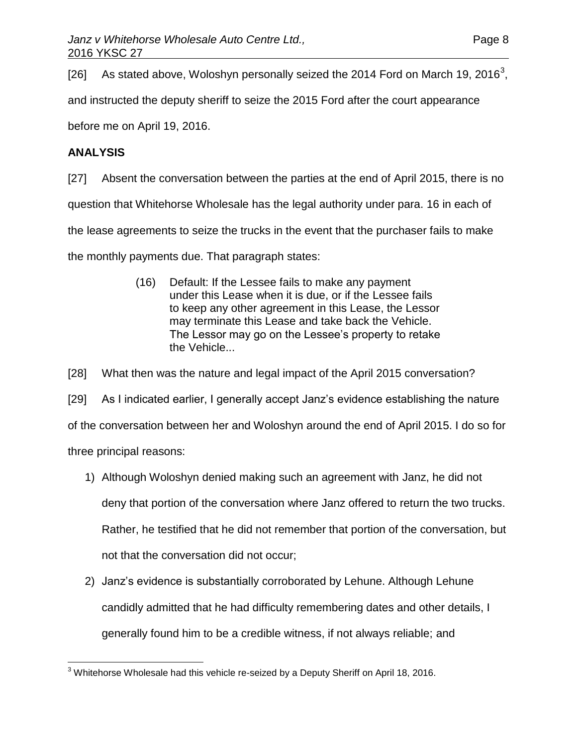[26] As stated above, Woloshyn personally seized the 2014 Ford on March 19, 2016[3], and instructed the deputy sheriff to seize the 2015 Ford after the court appearance before me on April 19, 2016.

**ANALYSIS**

[27] Absent the conversation between the parties at the end of April 2015, there is no question that Whitehorse Wholesale has the legal authority under para. 16 in each of the lease agreements to seize the trucks in the event that the purchaser fails to make the monthly payments due. That paragraph states:

> (16) Default: If the Lessee fails to make any payment under this Lease when it is due, or if the Lessee fails to keep any other agreement in this Lease, the Lessor may terminate this Lease and take back the Vehicle. The Lessor may go on the Lessee's property to retake the Vehicle...

[28] What then was the nature and legal impact of the April 2015 conversation?

[29] As I indicated earlier, I generally accept Janz's evidence establishing the nature of the conversation between her and Woloshyn around the end of April 2015. I do so for three principal reasons:

1) Although Woloshyn denied making such an agreement with Janz, he did not deny that portion of the conversation where Janz offered to return the two trucks. Rather, he testified that he did not remember that portion of the conversation, but not that the conversation did not occur;
2) Janz's evidence is substantially corroborated by Lehune. Although Lehune candidly admitted that he had difficulty remembering dates and other details, I generally found him to be a credible witness, if not always reliable; and

[3] Whitehorse Wholesale had this vehicle re-seized by a Deputy Sheriff on April 18, 2016.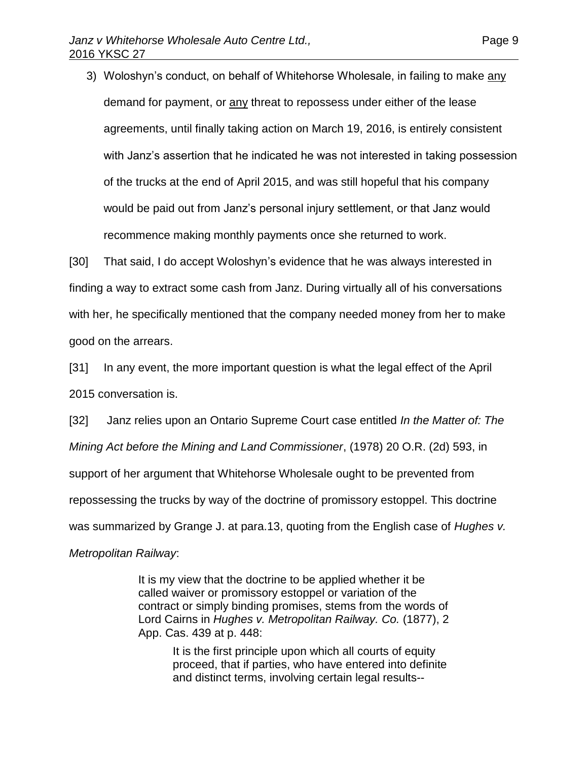3) Woloshyn's conduct, on behalf of Whitehorse Wholesale, in failing to make <u>any</u> demand for payment, or <u>any</u> threat to repossess under either of the lease agreements, until finally taking action on March 19, 2016, is entirely consistent with Janz's assertion that he indicated he was not interested in taking possession of the trucks at the end of April 2015, and was still hopeful that his company would be paid out from Janz's personal injury settlement, or that Janz would recommence making monthly payments once she returned to work.

[30] That said, I do accept Woloshyn's evidence that he was always interested in finding a way to extract some cash from Janz. During virtually all of his conversations with her, he specifically mentioned that the company needed money from her to make good on the arrears.

[31] In any event, the more important question is what the legal effect of the April 2015 conversation is.

[32] Janz relies upon an Ontario Supreme Court case entitled *In the Matter of: The Mining Act before the Mining and Land Commissioner*, (1978) 20 O.R. (2d) 593, in support of her argument that Whitehorse Wholesale ought to be prevented from repossessing the trucks by way of the doctrine of promissory estoppel. This doctrine was summarized by Grange J. at para.13, quoting from the English case of *Hughes v. Metropolitan Railway*:

> It is my view that the doctrine to be applied whether it be called waiver or promissory estoppel or variation of the contract or simply binding promises, stems from the words of Lord Cairns in *Hughes v. Metropolitan Railway. Co.* (1877), 2 App. Cas. 439 at p. 448:
>
> > It is the first principle upon which all courts of equity proceed, that if parties, who have entered into definite and distinct terms, involving certain legal results--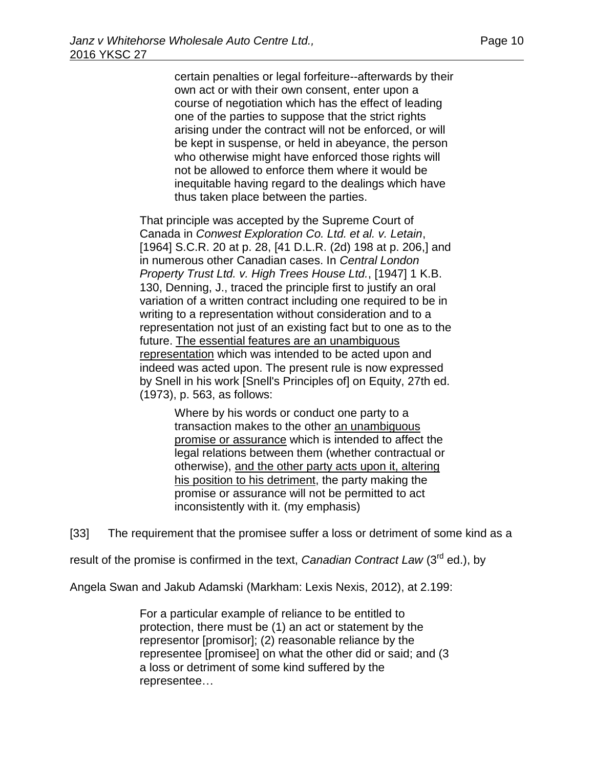> certain penalties or legal forfeiture--afterwards by their own act or with their own consent, enter upon a course of negotiation which has the effect of leading one of the parties to suppose that the strict rights arising under the contract will not be enforced, or will be kept in suspense, or held in abeyance, the person who otherwise might have enforced those rights will not be allowed to enforce them where it would be inequitable having regard to the dealings which have thus taken place between the parties.

That principle was accepted by the Supreme Court of Canada in *Conwest Exploration Co. Ltd. et al. v. Letain*, [1964] S.C.R. 20 at p. 28, [41 D.L.R. (2d) 198 at p. 206,] and in numerous other Canadian cases. In *Central London Property Trust Ltd. v. High Trees House Ltd.*, [1947] 1 K.B. 130, Denning, J., traced the principle first to justify an oral variation of a written contract including one required to be in writing to a representation without consideration and to a representation not just of an existing fact but to one as to the future. <u>The essential features are an unambiguous representation</u> which was intended to be acted upon and indeed was acted upon. The present rule is now expressed by Snell in his work [Snell's Principles of] on Equity, 27th ed. (1973), p. 563, as follows:

> Where by his words or conduct one party to a transaction makes to the other <u>an unambiguous promise or assurance</u> which is intended to affect the legal relations between them (whether contractual or otherwise), <u>and the other party acts upon it, altering his position to his detriment</u>, the party making the promise or assurance will not be permitted to act inconsistently with it. (my emphasis)

[33] The requirement that the promisee suffer a loss or detriment of some kind as a result of the promise is confirmed in the text, *Canadian Contract Law* (3rd ed.), by Angela Swan and Jakub Adamski (Markham: Lexis Nexis, 2012), at 2.199:

> For a particular example of reliance to be entitled to protection, there must be (1) an act or statement by the representor [promisor]; (2) reasonable reliance by the representee [promisee] on what the other did or said; and (3 a loss or detriment of some kind suffered by the representee…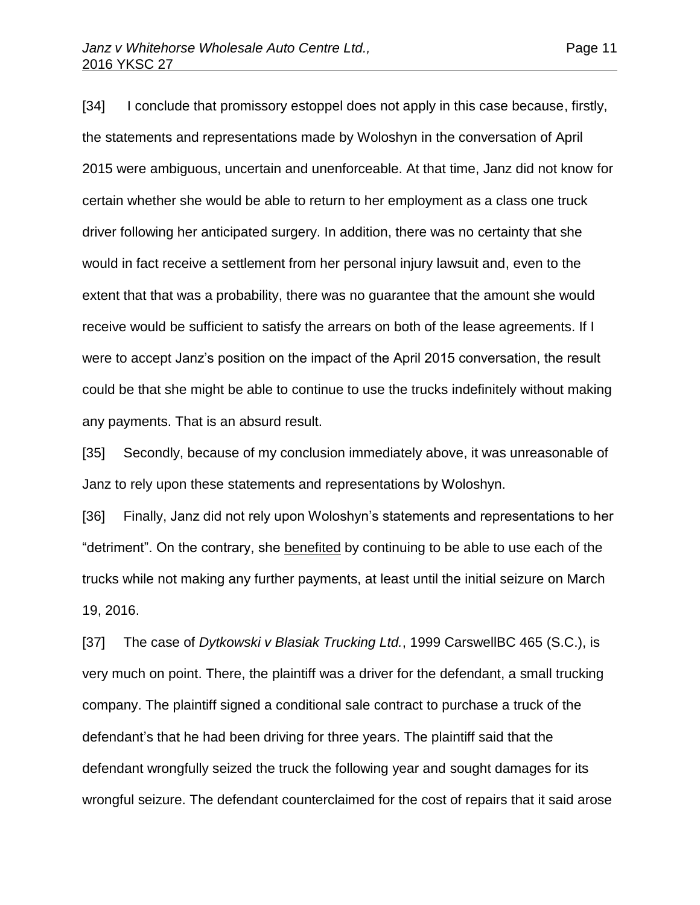[34] I conclude that promissory estoppel does not apply in this case because, firstly, the statements and representations made by Woloshyn in the conversation of April 2015 were ambiguous, uncertain and unenforceable. At that time, Janz did not know for certain whether she would be able to return to her employment as a class one truck driver following her anticipated surgery. In addition, there was no certainty that she would in fact receive a settlement from her personal injury lawsuit and, even to the extent that that was a probability, there was no guarantee that the amount she would receive would be sufficient to satisfy the arrears on both of the lease agreements. If I were to accept Janz's position on the impact of the April 2015 conversation, the result could be that she might be able to continue to use the trucks indefinitely without making any payments. That is an absurd result.

[35] Secondly, because of my conclusion immediately above, it was unreasonable of Janz to rely upon these statements and representations by Woloshyn.

[36] Finally, Janz did not rely upon Woloshyn's statements and representations to her "detriment". On the contrary, she <u>benefited</u> by continuing to be able to use each of the trucks while not making any further payments, at least until the initial seizure on March 19, 2016.

[37] The case of *Dytkowski v Blasiak Trucking Ltd.*, 1999 CarswellBC 465 (S.C.), is very much on point. There, the plaintiff was a driver for the defendant, a small trucking company. The plaintiff signed a conditional sale contract to purchase a truck of the defendant's that he had been driving for three years. The plaintiff said that the defendant wrongfully seized the truck the following year and sought damages for its wrongful seizure. The defendant counterclaimed for the cost of repairs that it said arose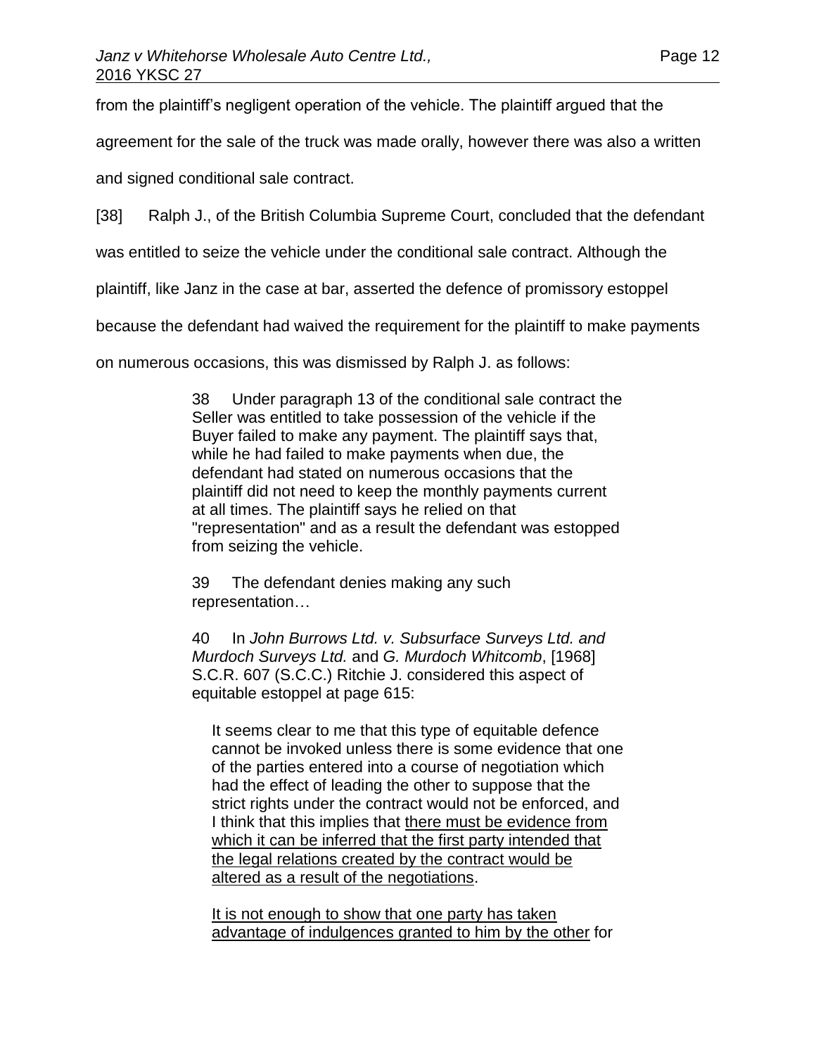from the plaintiff's negligent operation of the vehicle. The plaintiff argued that the agreement for the sale of the truck was made orally, however there was also a written and signed conditional sale contract.

[38] Ralph J., of the British Columbia Supreme Court, concluded that the defendant was entitled to seize the vehicle under the conditional sale contract. Although the plaintiff, like Janz in the case at bar, asserted the defence of promissory estoppel because the defendant had waived the requirement for the plaintiff to make payments on numerous occasions, this was dismissed by Ralph J. as follows:

> 38 Under paragraph 13 of the conditional sale contract the Seller was entitled to take possession of the vehicle if the Buyer failed to make any payment. The plaintiff says that, while he had failed to make payments when due, the defendant had stated on numerous occasions that the plaintiff did not need to keep the monthly payments current at all times. The plaintiff says he relied on that "representation" and as a result the defendant was estopped from seizing the vehicle.
>
> 39 The defendant denies making any such representation…
>
> 40 In *John Burrows Ltd. v. Subsurface Surveys Ltd. and Murdoch Surveys Ltd.* and *G. Murdoch Whitcomb*, [1968] S.C.R. 607 (S.C.C.) Ritchie J. considered this aspect of equitable estoppel at page 615:
>
> > It seems clear to me that this type of equitable defence cannot be invoked unless there is some evidence that one of the parties entered into a course of negotiation which had the effect of leading the other to suppose that the strict rights under the contract would not be enforced, and I think that this implies that <u>there must be evidence from which it can be inferred that the first party intended that the legal relations created by the contract would be altered as a result of the negotiations</u>.
> >
> > <u>It is not enough to show that one party has taken advantage of indulgences granted to him by the other</u> for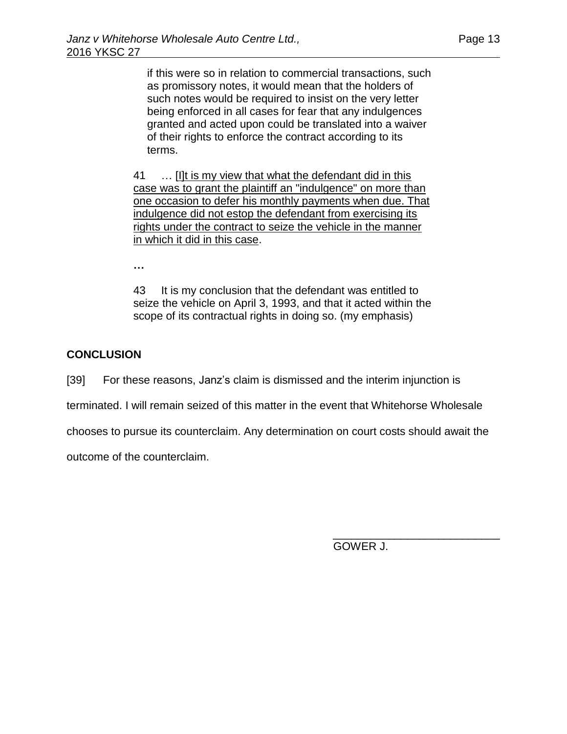> if this were so in relation to commercial transactions, such as promissory notes, it would mean that the holders of such notes would be required to insist on the very letter being enforced in all cases for fear that any indulgences granted and acted upon could be translated into a waiver of their rights to enforce the contract according to its terms.
>
> 41 … <u>[I]t is my view that what the defendant did in this case was to grant the plaintiff an "indulgence" on more than one occasion to defer his monthly payments when due. That indulgence did not estop the defendant from exercising its rights under the contract to seize the vehicle in the manner in which it did in this case</u>.
>
> …
>
> 43 It is my conclusion that the defendant was entitled to seize the vehicle on April 3, 1993, and that it acted within the scope of its contractual rights in doing so. (my emphasis)

**CONCLUSION**

[39] For these reasons, Janz's claim is dismissed and the interim injunction is terminated. I will remain seized of this matter in the event that Whitehorse Wholesale chooses to pursue its counterclaim. Any determination on court costs should await the outcome of the counterclaim.

___________________________
GOWER J.